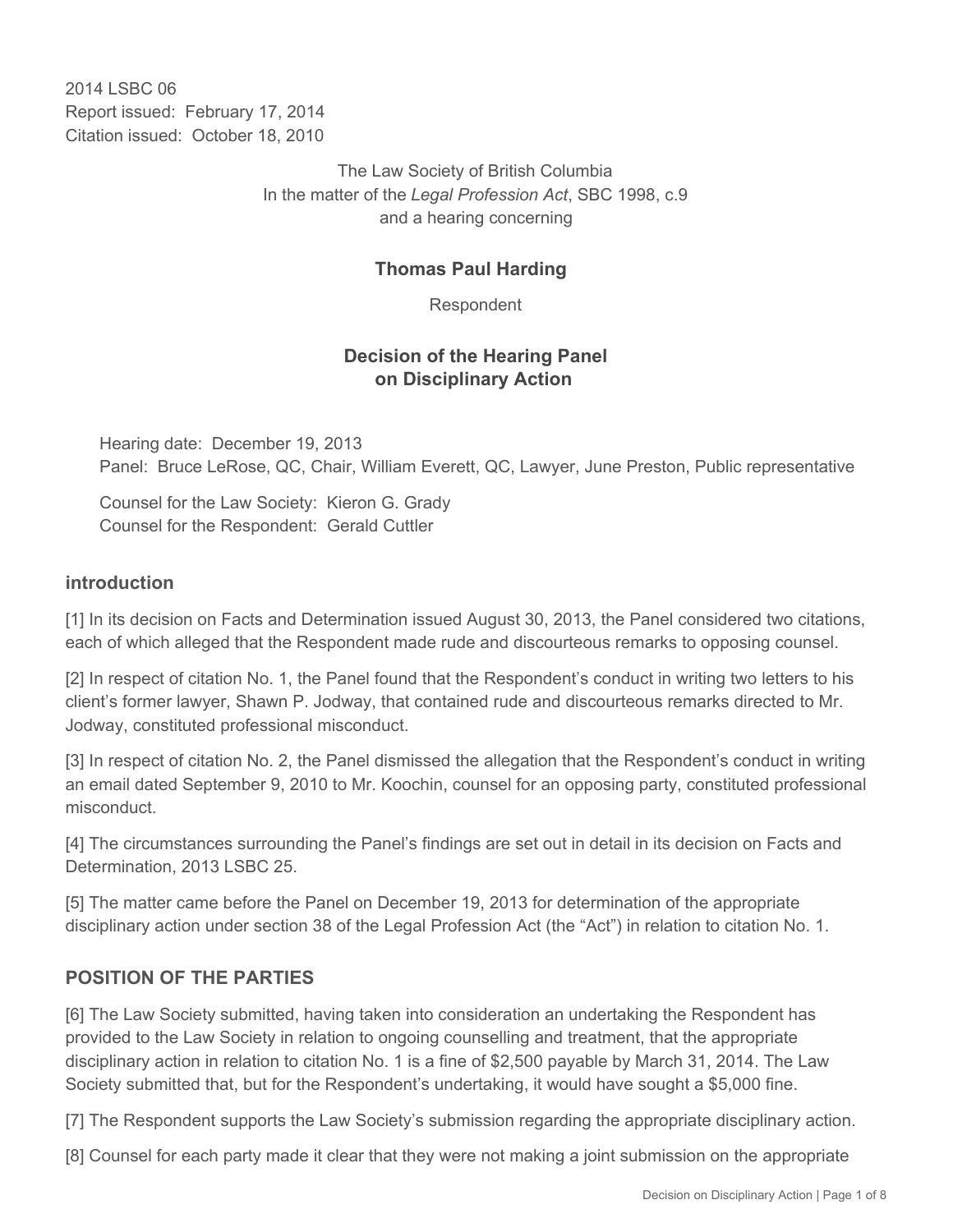2014 LSBC 06
Report issued: February 17, 2014
Citation issued: October 18, 2010

The Law Society of British Columbia
In the matter of the *Legal Profession Act*, SBC 1998, c.9
and a hearing concerning

**Thomas Paul Harding**

Respondent

**Decision of the Hearing Panel on Disciplinary Action**

Hearing date: December 19, 2013
Panel: Bruce LeRose, QC, Chair, William Everett, QC, Lawyer, June Preston, Public representative

Counsel for the Law Society: Kieron G. Grady
Counsel for the Respondent: Gerald Cuttler

## introduction

[1] In its decision on Facts and Determination issued August 30, 2013, the Panel considered two citations, each of which alleged that the Respondent made rude and discourteous remarks to opposing counsel.

[2] In respect of citation No. 1, the Panel found that the Respondent's conduct in writing two letters to his client's former lawyer, Shawn P. Jodway, that contained rude and discourteous remarks directed to Mr. Jodway, constituted professional misconduct.

[3] In respect of citation No. 2, the Panel dismissed the allegation that the Respondent's conduct in writing an email dated September 9, 2010 to Mr. Koochin, counsel for an opposing party, constituted professional misconduct.

[4] The circumstances surrounding the Panel's findings are set out in detail in its decision on Facts and Determination, 2013 LSBC 25.

[5] The matter came before the Panel on December 19, 2013 for determination of the appropriate disciplinary action under section 38 of the Legal Profession Act (the "Act") in relation to citation No. 1.

## POSITION OF THE PARTIES

[6] The Law Society submitted, having taken into consideration an undertaking the Respondent has provided to the Law Society in relation to ongoing counselling and treatment, that the appropriate disciplinary action in relation to citation No. 1 is a fine of $2,500 payable by March 31, 2014. The Law Society submitted that, but for the Respondent's undertaking, it would have sought a $5,000 fine.

[7] The Respondent supports the Law Society's submission regarding the appropriate disciplinary action.

[8] Counsel for each party made it clear that they were not making a joint submission on the appropriate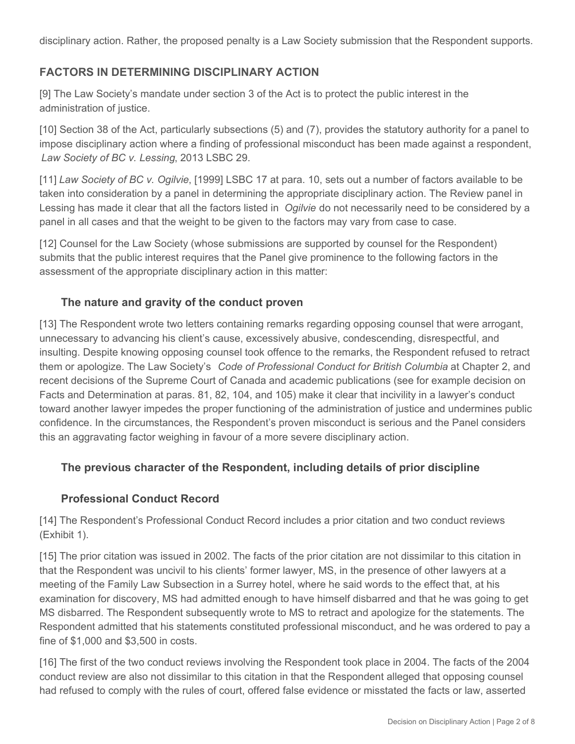disciplinary action. Rather, the proposed penalty is a Law Society submission that the Respondent supports.

## FACTORS IN DETERMINING DISCIPLINARY ACTION

[9] The Law Society's mandate under section 3 of the Act is to protect the public interest in the administration of justice.

[10] Section 38 of the Act, particularly subsections (5) and (7), provides the statutory authority for a panel to impose disciplinary action where a finding of professional misconduct has been made against a respondent, *Law Society of BC v. Lessing*, 2013 LSBC 29.

[11] *Law Society of BC v. Ogilvie*, [1999] LSBC 17 at para. 10, sets out a number of factors available to be taken into consideration by a panel in determining the appropriate disciplinary action. The Review panel in Lessing has made it clear that all the factors listed in *Ogilvie* do not necessarily need to be considered by a panel in all cases and that the weight to be given to the factors may vary from case to case.

[12] Counsel for the Law Society (whose submissions are supported by counsel for the Respondent) submits that the public interest requires that the Panel give prominence to the following factors in the assessment of the appropriate disciplinary action in this matter:

### The nature and gravity of the conduct proven

[13] The Respondent wrote two letters containing remarks regarding opposing counsel that were arrogant, unnecessary to advancing his client's cause, excessively abusive, condescending, disrespectful, and insulting. Despite knowing opposing counsel took offence to the remarks, the Respondent refused to retract them or apologize. The Law Society's *Code of Professional Conduct for British Columbia* at Chapter 2, and recent decisions of the Supreme Court of Canada and academic publications (see for example decision on Facts and Determination at paras. 81, 82, 104, and 105) make it clear that incivility in a lawyer's conduct toward another lawyer impedes the proper functioning of the administration of justice and undermines public confidence. In the circumstances, the Respondent's proven misconduct is serious and the Panel considers this an aggravating factor weighing in favour of a more severe disciplinary action.

### The previous character of the Respondent, including details of prior discipline

### Professional Conduct Record

[14] The Respondent's Professional Conduct Record includes a prior citation and two conduct reviews (Exhibit 1).

[15] The prior citation was issued in 2002. The facts of the prior citation are not dissimilar to this citation in that the Respondent was uncivil to his clients' former lawyer, MS, in the presence of other lawyers at a meeting of the Family Law Subsection in a Surrey hotel, where he said words to the effect that, at his examination for discovery, MS had admitted enough to have himself disbarred and that he was going to get MS disbarred. The Respondent subsequently wrote to MS to retract and apologize for the statements. The Respondent admitted that his statements constituted professional misconduct, and he was ordered to pay a fine of $1,000 and $3,500 in costs.

[16] The first of the two conduct reviews involving the Respondent took place in 2004. The facts of the 2004 conduct review are also not dissimilar to this citation in that the Respondent alleged that opposing counsel had refused to comply with the rules of court, offered false evidence or misstated the facts or law, asserted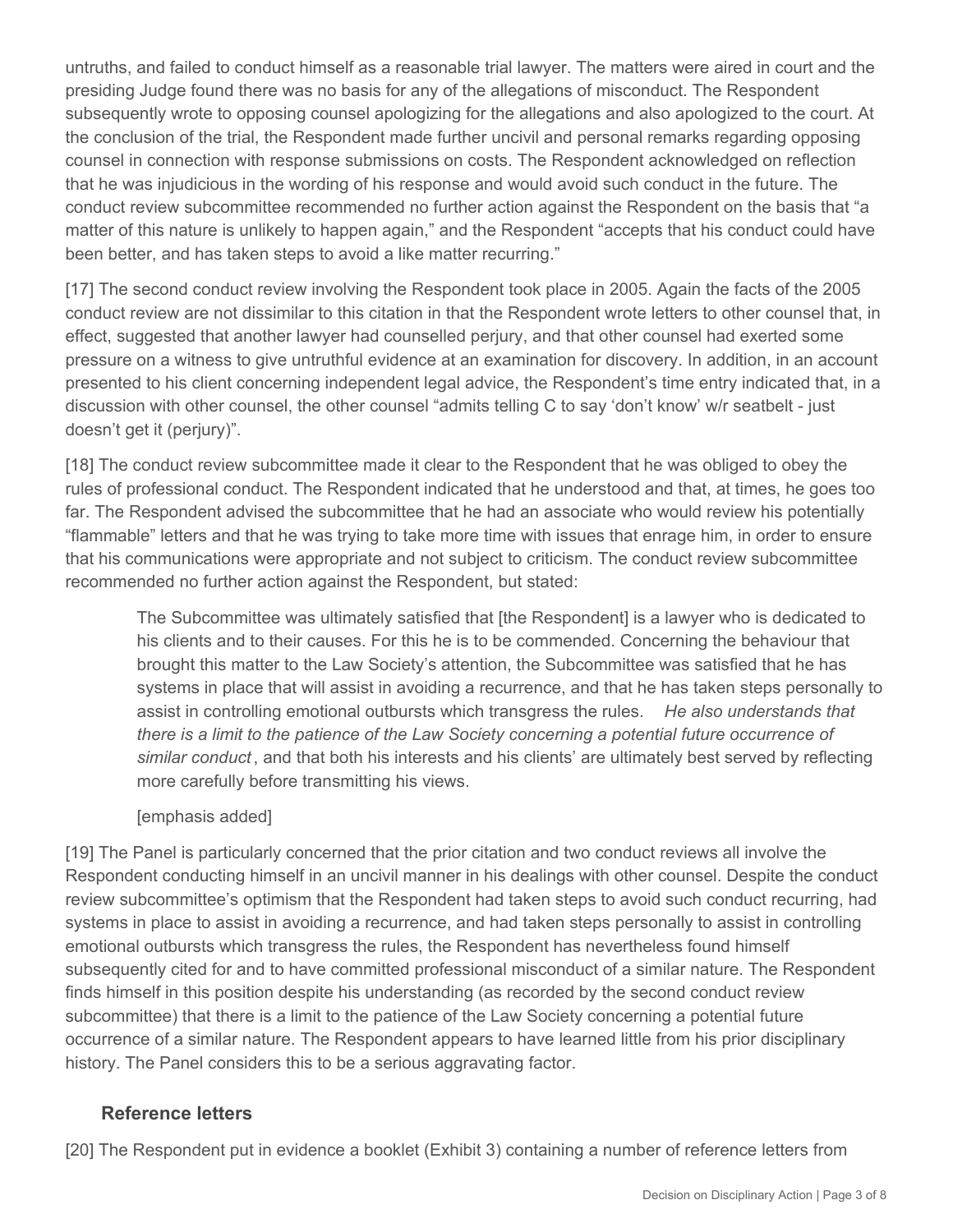untruths, and failed to conduct himself as a reasonable trial lawyer. The matters were aired in court and the presiding Judge found there was no basis for any of the allegations of misconduct. The Respondent subsequently wrote to opposing counsel apologizing for the allegations and also apologized to the court. At the conclusion of the trial, the Respondent made further uncivil and personal remarks regarding opposing counsel in connection with response submissions on costs. The Respondent acknowledged on reflection that he was injudicious in the wording of his response and would avoid such conduct in the future. The conduct review subcommittee recommended no further action against the Respondent on the basis that "a matter of this nature is unlikely to happen again," and the Respondent "accepts that his conduct could have been better, and has taken steps to avoid a like matter recurring."

[17] The second conduct review involving the Respondent took place in 2005. Again the facts of the 2005 conduct review are not dissimilar to this citation in that the Respondent wrote letters to other counsel that, in effect, suggested that another lawyer had counselled perjury, and that other counsel had exerted some pressure on a witness to give untruthful evidence at an examination for discovery. In addition, in an account presented to his client concerning independent legal advice, the Respondent's time entry indicated that, in a discussion with other counsel, the other counsel "admits telling C to say 'don't know' w/r seatbelt - just doesn't get it (perjury)".

[18] The conduct review subcommittee made it clear to the Respondent that he was obliged to obey the rules of professional conduct. The Respondent indicated that he understood and that, at times, he goes too far. The Respondent advised the subcommittee that he had an associate who would review his potentially "flammable" letters and that he was trying to take more time with issues that enrage him, in order to ensure that his communications were appropriate and not subject to criticism. The conduct review subcommittee recommended no further action against the Respondent, but stated:

> The Subcommittee was ultimately satisfied that [the Respondent] is a lawyer who is dedicated to his clients and to their causes. For this he is to be commended. Concerning the behaviour that brought this matter to the Law Society's attention, the Subcommittee was satisfied that he has systems in place that will assist in avoiding a recurrence, and that he has taken steps personally to assist in controlling emotional outbursts which transgress the rules. *He also understands that there is a limit to the patience of the Law Society concerning a potential future occurrence of similar conduct*, and that both his interests and his clients' are ultimately best served by reflecting more carefully before transmitting his views.
>
> [emphasis added]

[19] The Panel is particularly concerned that the prior citation and two conduct reviews all involve the Respondent conducting himself in an uncivil manner in his dealings with other counsel. Despite the conduct review subcommittee's optimism that the Respondent had taken steps to avoid such conduct recurring, had systems in place to assist in avoiding a recurrence, and had taken steps personally to assist in controlling emotional outbursts which transgress the rules, the Respondent has nevertheless found himself subsequently cited for and to have committed professional misconduct of a similar nature. The Respondent finds himself in this position despite his understanding (as recorded by the second conduct review subcommittee) that there is a limit to the patience of the Law Society concerning a potential future occurrence of a similar nature. The Respondent appears to have learned little from his prior disciplinary history. The Panel considers this to be a serious aggravating factor.

## Reference letters

[20] The Respondent put in evidence a booklet (Exhibit 3) containing a number of reference letters from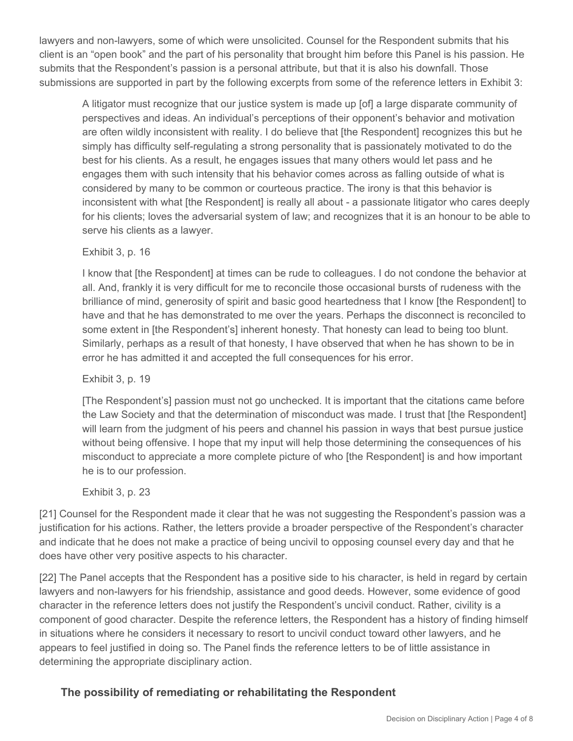lawyers and non-lawyers, some of which were unsolicited. Counsel for the Respondent submits that his client is an "open book" and the part of his personality that brought him before this Panel is his passion. He submits that the Respondent's passion is a personal attribute, but that it is also his downfall. Those submissions are supported in part by the following excerpts from some of the reference letters in Exhibit 3:

> A litigator must recognize that our justice system is made up [of] a large disparate community of perspectives and ideas. An individual's perceptions of their opponent's behavior and motivation are often wildly inconsistent with reality. I do believe that [the Respondent] recognizes this but he simply has difficulty self-regulating a strong personality that is passionately motivated to do the best for his clients. As a result, he engages issues that many others would let pass and he engages them with such intensity that his behavior comes across as falling outside of what is considered by many to be common or courteous practice. The irony is that this behavior is inconsistent with what [the Respondent] is really all about - a passionate litigator who cares deeply for his clients; loves the adversarial system of law; and recognizes that it is an honour to be able to serve his clients as a lawyer.
>
> Exhibit 3, p. 16
>
> I know that [the Respondent] at times can be rude to colleagues. I do not condone the behavior at all. And, frankly it is very difficult for me to reconcile those occasional bursts of rudeness with the brilliance of mind, generosity of spirit and basic good heartedness that I know [the Respondent] to have and that he has demonstrated to me over the years. Perhaps the disconnect is reconciled to some extent in [the Respondent's] inherent honesty. That honesty can lead to being too blunt. Similarly, perhaps as a result of that honesty, I have observed that when he has shown to be in error he has admitted it and accepted the full consequences for his error.
>
> Exhibit 3, p. 19
>
> [The Respondent's] passion must not go unchecked. It is important that the citations came before the Law Society and that the determination of misconduct was made. I trust that [the Respondent] will learn from the judgment of his peers and channel his passion in ways that best pursue justice without being offensive. I hope that my input will help those determining the consequences of his misconduct to appreciate a more complete picture of who [the Respondent] is and how important he is to our profession.
>
> Exhibit 3, p. 23

[21] Counsel for the Respondent made it clear that he was not suggesting the Respondent's passion was a justification for his actions. Rather, the letters provide a broader perspective of the Respondent's character and indicate that he does not make a practice of being uncivil to opposing counsel every day and that he does have other very positive aspects to his character.

[22] The Panel accepts that the Respondent has a positive side to his character, is held in regard by certain lawyers and non-lawyers for his friendship, assistance and good deeds. However, some evidence of good character in the reference letters does not justify the Respondent's uncivil conduct. Rather, civility is a component of good character. Despite the reference letters, the Respondent has a history of finding himself in situations where he considers it necessary to resort to uncivil conduct toward other lawyers, and he appears to feel justified in doing so. The Panel finds the reference letters to be of little assistance in determining the appropriate disciplinary action.

## The possibility of remediating or rehabilitating the Respondent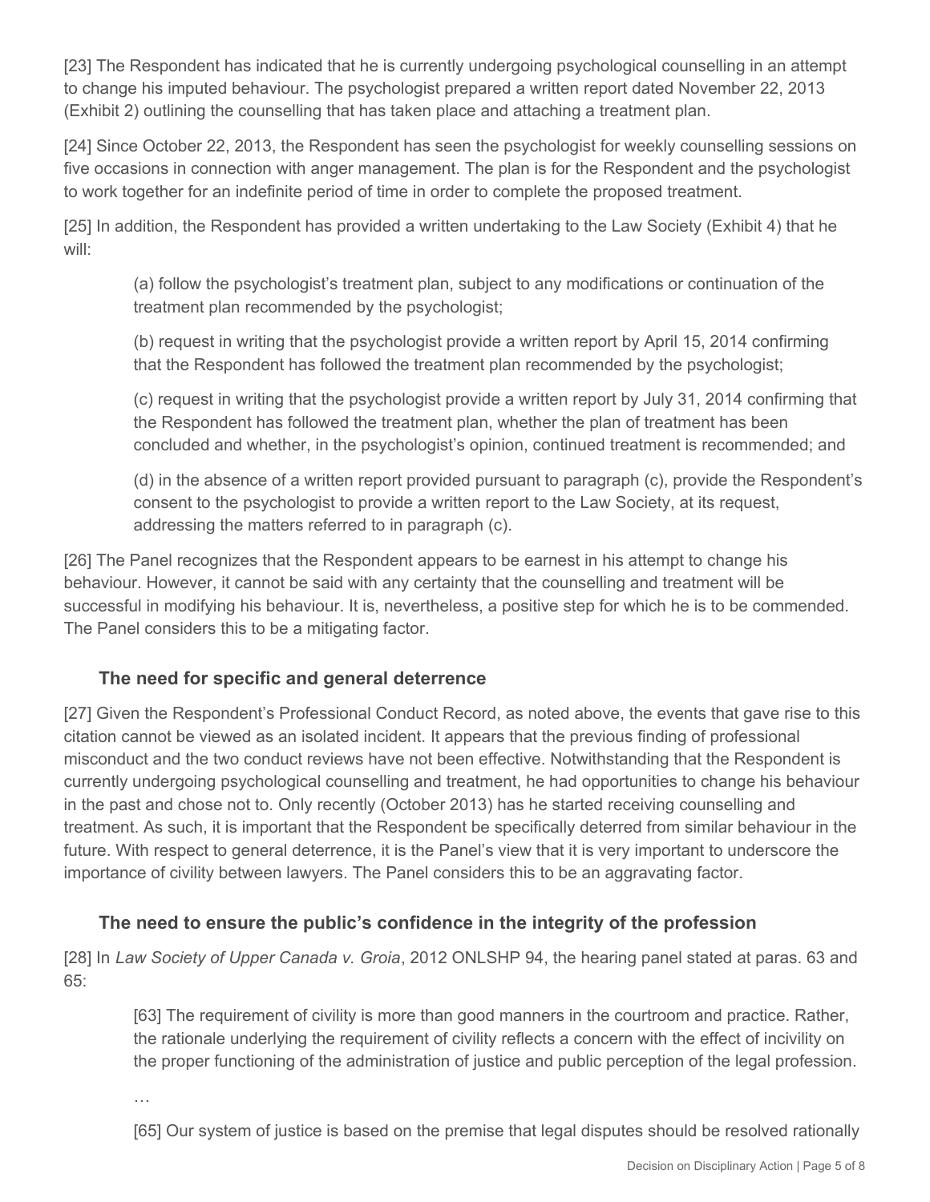[23] The Respondent has indicated that he is currently undergoing psychological counselling in an attempt to change his imputed behaviour. The psychologist prepared a written report dated November 22, 2013 (Exhibit 2) outlining the counselling that has taken place and attaching a treatment plan.

[24] Since October 22, 2013, the Respondent has seen the psychologist for weekly counselling sessions on five occasions in connection with anger management. The plan is for the Respondent and the psychologist to work together for an indefinite period of time in order to complete the proposed treatment.

[25] In addition, the Respondent has provided a written undertaking to the Law Society (Exhibit 4) that he will:

> (a) follow the psychologist's treatment plan, subject to any modifications or continuation of the treatment plan recommended by the psychologist;
>
> (b) request in writing that the psychologist provide a written report by April 15, 2014 confirming that the Respondent has followed the treatment plan recommended by the psychologist;
>
> (c) request in writing that the psychologist provide a written report by July 31, 2014 confirming that the Respondent has followed the treatment plan, whether the plan of treatment has been concluded and whether, in the psychologist's opinion, continued treatment is recommended; and
>
> (d) in the absence of a written report provided pursuant to paragraph (c), provide the Respondent's consent to the psychologist to provide a written report to the Law Society, at its request, addressing the matters referred to in paragraph (c).

[26] The Panel recognizes that the Respondent appears to be earnest in his attempt to change his behaviour. However, it cannot be said with any certainty that the counselling and treatment will be successful in modifying his behaviour. It is, nevertheless, a positive step for which he is to be commended. The Panel considers this to be a mitigating factor.

### The need for specific and general deterrence

[27] Given the Respondent's Professional Conduct Record, as noted above, the events that gave rise to this citation cannot be viewed as an isolated incident. It appears that the previous finding of professional misconduct and the two conduct reviews have not been effective. Notwithstanding that the Respondent is currently undergoing psychological counselling and treatment, he had opportunities to change his behaviour in the past and chose not to. Only recently (October 2013) has he started receiving counselling and treatment. As such, it is important that the Respondent be specifically deterred from similar behaviour in the future. With respect to general deterrence, it is the Panel's view that it is very important to underscore the importance of civility between lawyers. The Panel considers this to be an aggravating factor.

### The need to ensure the public's confidence in the integrity of the profession

[28] In *Law Society of Upper Canada v. Groia*, 2012 ONLSHP 94, the hearing panel stated at paras. 63 and 65:

> [63] The requirement of civility is more than good manners in the courtroom and practice. Rather, the rationale underlying the requirement of civility reflects a concern with the effect of incivility on the proper functioning of the administration of justice and public perception of the legal profession.
>
> …
>
> [65] Our system of justice is based on the premise that legal disputes should be resolved rationally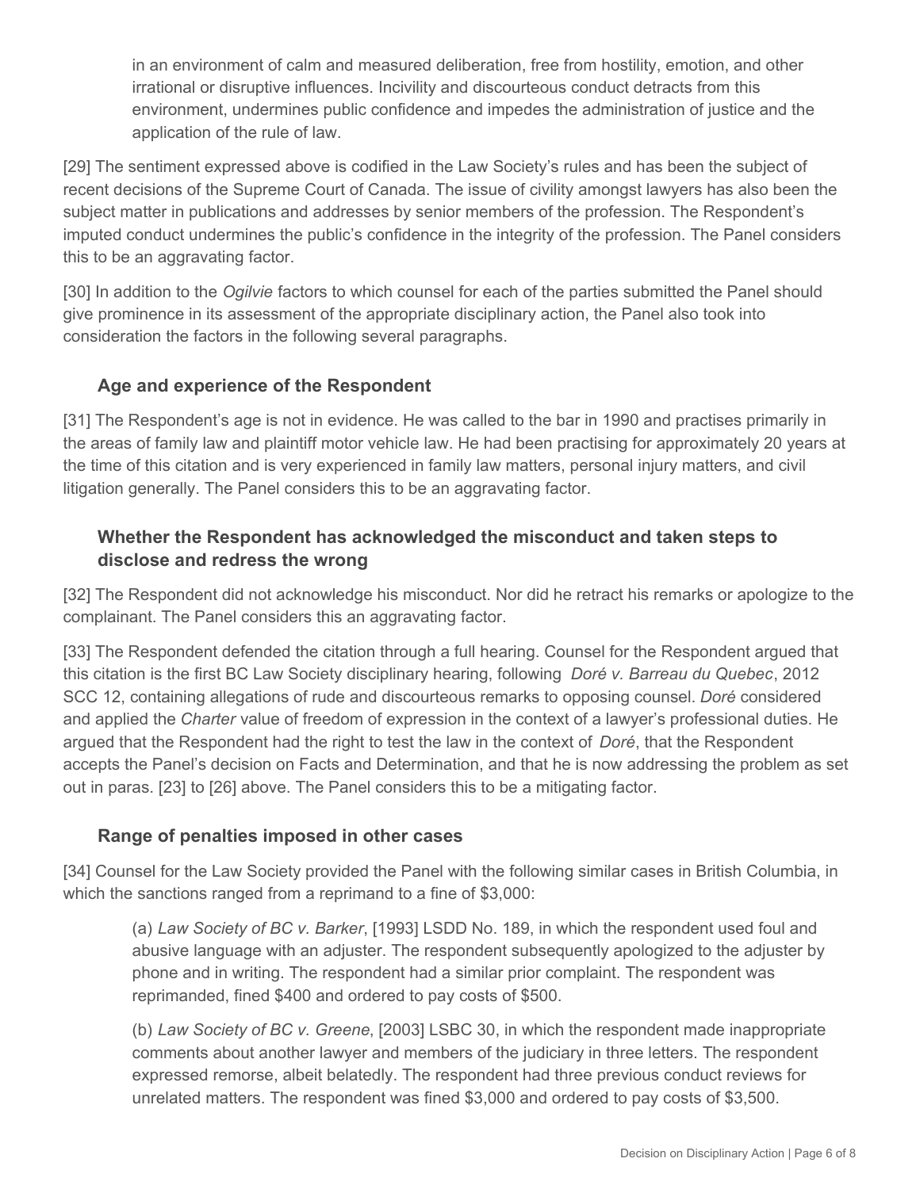> in an environment of calm and measured deliberation, free from hostility, emotion, and other irrational or disruptive influences. Incivility and discourteous conduct detracts from this environment, undermines public confidence and impedes the administration of justice and the application of the rule of law.

[29] The sentiment expressed above is codified in the Law Society's rules and has been the subject of recent decisions of the Supreme Court of Canada. The issue of civility amongst lawyers has also been the subject matter in publications and addresses by senior members of the profession. The Respondent's imputed conduct undermines the public's confidence in the integrity of the profession. The Panel considers this to be an aggravating factor.

[30] In addition to the *Ogilvie* factors to which counsel for each of the parties submitted the Panel should give prominence in its assessment of the appropriate disciplinary action, the Panel also took into consideration the factors in the following several paragraphs.

### Age and experience of the Respondent

[31] The Respondent's age is not in evidence. He was called to the bar in 1990 and practises primarily in the areas of family law and plaintiff motor vehicle law. He had been practising for approximately 20 years at the time of this citation and is very experienced in family law matters, personal injury matters, and civil litigation generally. The Panel considers this to be an aggravating factor.

### Whether the Respondent has acknowledged the misconduct and taken steps to disclose and redress the wrong

[32] The Respondent did not acknowledge his misconduct. Nor did he retract his remarks or apologize to the complainant. The Panel considers this an aggravating factor.

[33] The Respondent defended the citation through a full hearing. Counsel for the Respondent argued that this citation is the first BC Law Society disciplinary hearing, following *Doré v. Barreau du Quebec*, 2012 SCC 12, containing allegations of rude and discourteous remarks to opposing counsel. *Doré* considered and applied the *Charter* value of freedom of expression in the context of a lawyer's professional duties. He argued that the Respondent had the right to test the law in the context of *Doré*, that the Respondent accepts the Panel's decision on Facts and Determination, and that he is now addressing the problem as set out in paras. [23] to [26] above. The Panel considers this to be a mitigating factor.

### Range of penalties imposed in other cases

[34] Counsel for the Law Society provided the Panel with the following similar cases in British Columbia, in which the sanctions ranged from a reprimand to a fine of $3,000:

> (a) *Law Society of BC v. Barker*, [1993] LSDD No. 189, in which the respondent used foul and abusive language with an adjuster. The respondent subsequently apologized to the adjuster by phone and in writing. The respondent had a similar prior complaint. The respondent was reprimanded, fined $400 and ordered to pay costs of $500.
>
> (b) *Law Society of BC v. Greene*, [2003] LSBC 30, in which the respondent made inappropriate comments about another lawyer and members of the judiciary in three letters. The respondent expressed remorse, albeit belatedly. The respondent had three previous conduct reviews for unrelated matters. The respondent was fined $3,000 and ordered to pay costs of $3,500.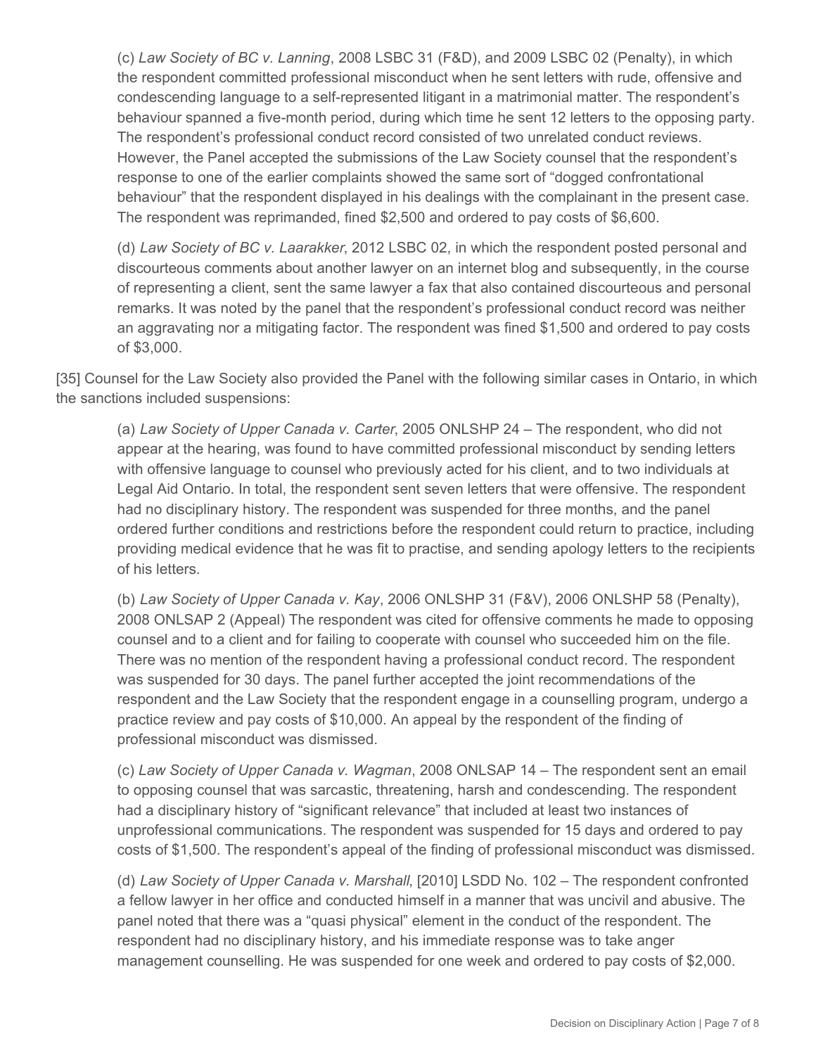(c) *Law Society of BC v. Lanning*, 2008 LSBC 31 (F&D), and 2009 LSBC 02 (Penalty), in which the respondent committed professional misconduct when he sent letters with rude, offensive and condescending language to a self-represented litigant in a matrimonial matter. The respondent's behaviour spanned a five-month period, during which time he sent 12 letters to the opposing party. The respondent's professional conduct record consisted of two unrelated conduct reviews. However, the Panel accepted the submissions of the Law Society counsel that the respondent's response to one of the earlier complaints showed the same sort of "dogged confrontational behaviour" that the respondent displayed in his dealings with the complainant in the present case. The respondent was reprimanded, fined $2,500 and ordered to pay costs of $6,600.

(d) *Law Society of BC v. Laarakker*, 2012 LSBC 02, in which the respondent posted personal and discourteous comments about another lawyer on an internet blog and subsequently, in the course of representing a client, sent the same lawyer a fax that also contained discourteous and personal remarks. It was noted by the panel that the respondent's professional conduct record was neither an aggravating nor a mitigating factor. The respondent was fined $1,500 and ordered to pay costs of $3,000.

[35] Counsel for the Law Society also provided the Panel with the following similar cases in Ontario, in which the sanctions included suspensions:

(a) *Law Society of Upper Canada v. Carter*, 2005 ONLSHP 24 – The respondent, who did not appear at the hearing, was found to have committed professional misconduct by sending letters with offensive language to counsel who previously acted for his client, and to two individuals at Legal Aid Ontario. In total, the respondent sent seven letters that were offensive. The respondent had no disciplinary history. The respondent was suspended for three months, and the panel ordered further conditions and restrictions before the respondent could return to practice, including providing medical evidence that he was fit to practise, and sending apology letters to the recipients of his letters.

(b) *Law Society of Upper Canada v. Kay*, 2006 ONLSHP 31 (F&V), 2006 ONLSHP 58 (Penalty), 2008 ONLSAP 2 (Appeal) The respondent was cited for offensive comments he made to opposing counsel and to a client and for failing to cooperate with counsel who succeeded him on the file. There was no mention of the respondent having a professional conduct record. The respondent was suspended for 30 days. The panel further accepted the joint recommendations of the respondent and the Law Society that the respondent engage in a counselling program, undergo a practice review and pay costs of $10,000. An appeal by the respondent of the finding of professional misconduct was dismissed.

(c) *Law Society of Upper Canada v. Wagman*, 2008 ONLSAP 14 – The respondent sent an email to opposing counsel that was sarcastic, threatening, harsh and condescending. The respondent had a disciplinary history of "significant relevance" that included at least two instances of unprofessional communications. The respondent was suspended for 15 days and ordered to pay costs of $1,500. The respondent's appeal of the finding of professional misconduct was dismissed.

(d) *Law Society of Upper Canada v. Marshall*, [2010] LSDD No. 102 – The respondent confronted a fellow lawyer in her office and conducted himself in a manner that was uncivil and abusive. The panel noted that there was a "quasi physical" element in the conduct of the respondent. The respondent had no disciplinary history, and his immediate response was to take anger management counselling. He was suspended for one week and ordered to pay costs of $2,000.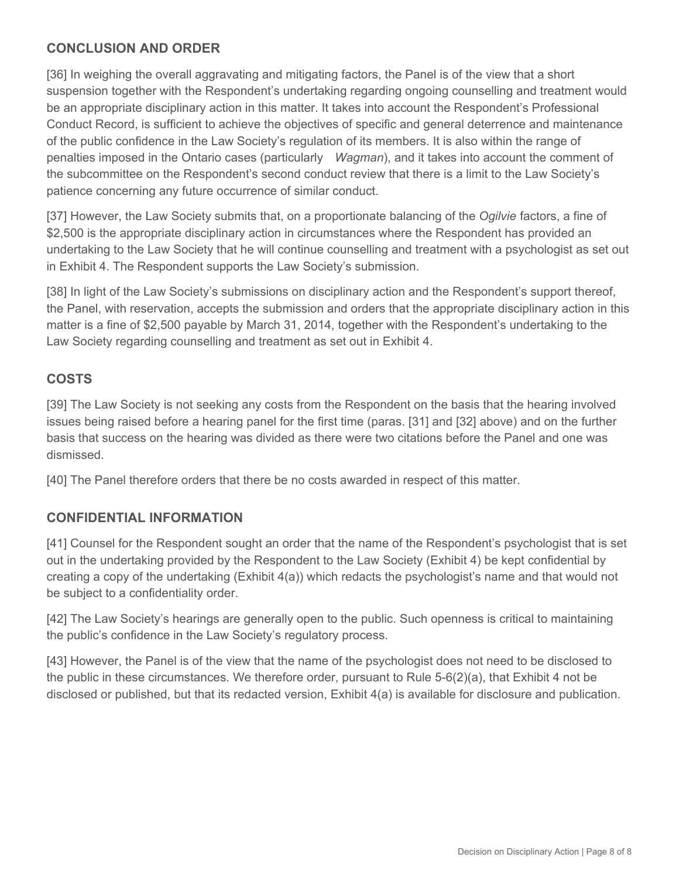## CONCLUSION AND ORDER

[36] In weighing the overall aggravating and mitigating factors, the Panel is of the view that a short suspension together with the Respondent's undertaking regarding ongoing counselling and treatment would be an appropriate disciplinary action in this matter. It takes into account the Respondent's Professional Conduct Record, is sufficient to achieve the objectives of specific and general deterrence and maintenance of the public confidence in the Law Society's regulation of its members. It is also within the range of penalties imposed in the Ontario cases (particularly *Wagman*), and it takes into account the comment of the subcommittee on the Respondent's second conduct review that there is a limit to the Law Society's patience concerning any future occurrence of similar conduct.

[37] However, the Law Society submits that, on a proportionate balancing of the *Ogilvie* factors, a fine of $2,500 is the appropriate disciplinary action in circumstances where the Respondent has provided an undertaking to the Law Society that he will continue counselling and treatment with a psychologist as set out in Exhibit 4. The Respondent supports the Law Society's submission.

[38] In light of the Law Society's submissions on disciplinary action and the Respondent's support thereof, the Panel, with reservation, accepts the submission and orders that the appropriate disciplinary action in this matter is a fine of $2,500 payable by March 31, 2014, together with the Respondent's undertaking to the Law Society regarding counselling and treatment as set out in Exhibit 4.

## COSTS

[39] The Law Society is not seeking any costs from the Respondent on the basis that the hearing involved issues being raised before a hearing panel for the first time (paras. [31] and [32] above) and on the further basis that success on the hearing was divided as there were two citations before the Panel and one was dismissed.

[40] The Panel therefore orders that there be no costs awarded in respect of this matter.

## CONFIDENTIAL INFORMATION

[41] Counsel for the Respondent sought an order that the name of the Respondent's psychologist that is set out in the undertaking provided by the Respondent to the Law Society (Exhibit 4) be kept confidential by creating a copy of the undertaking (Exhibit 4(a)) which redacts the psychologist's name and that would not be subject to a confidentiality order.

[42] The Law Society's hearings are generally open to the public. Such openness is critical to maintaining the public's confidence in the Law Society's regulatory process.

[43] However, the Panel is of the view that the name of the psychologist does not need to be disclosed to the public in these circumstances. We therefore order, pursuant to Rule 5-6(2)(a), that Exhibit 4 not be disclosed or published, but that its redacted version, Exhibit 4(a) is available for disclosure and publication.